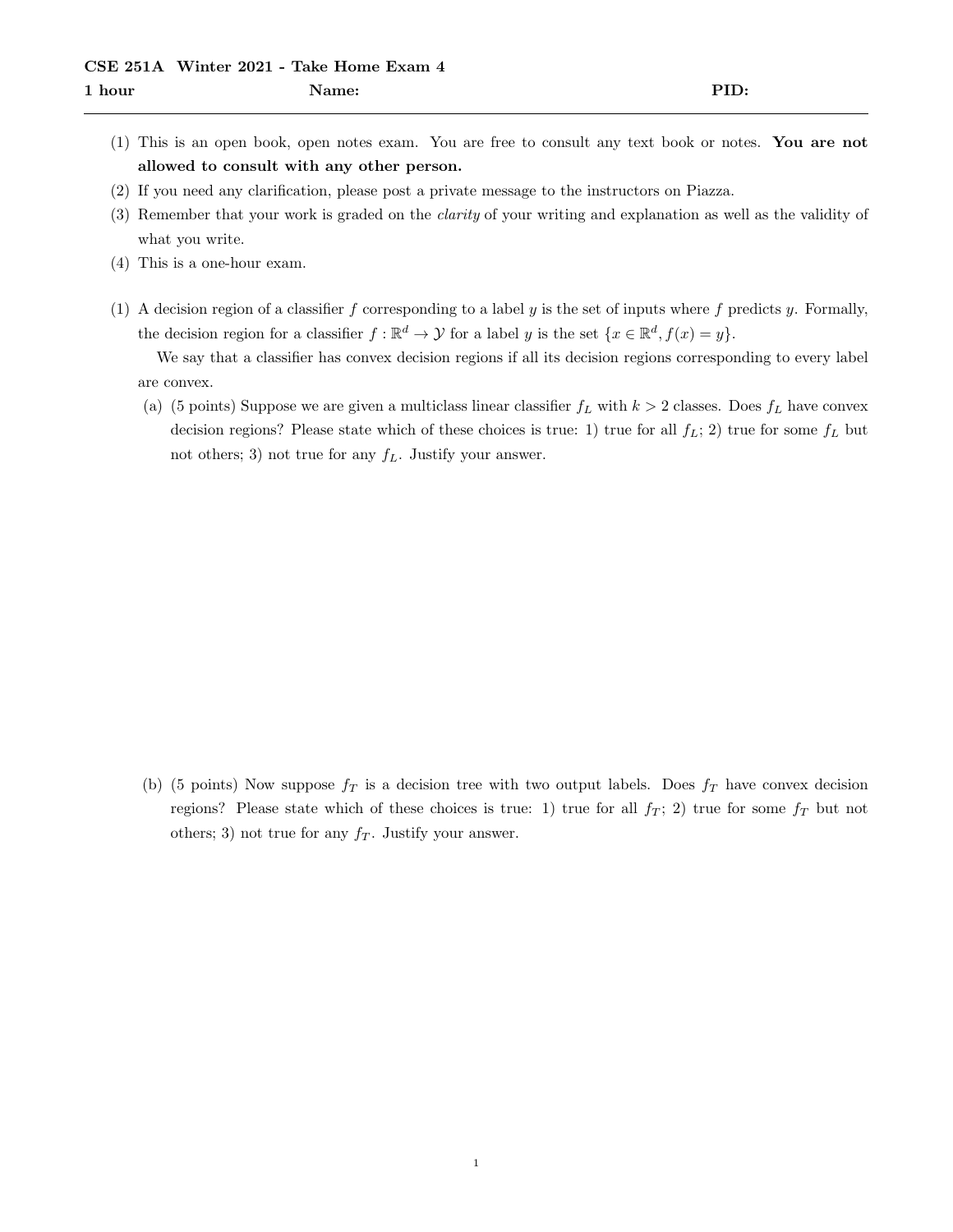**CSE 251A Winter 2021 - Take Home Exam 4**

**1 hour** **Name:** **PID:**

---

(1) This is an open book, open notes exam. You are free to consult any text book or notes. **You are not allowed to consult with any other person.**

(2) If you need any clarification, please post a private message to the instructors on Piazza.

(3) Remember that your work is graded on the *clarity* of your writing and explanation as well as the validity of what you write.

(4) This is a one-hour exam.

(1) A decision region of a classifier $f$ corresponding to a label $y$ is the set of inputs where $f$ predicts $y$. Formally, the decision region for a classifier $f : \mathbb{R}^d \to \mathcal{Y}$ for a label $y$ is the set $\{x \in \mathbb{R}^d, f(x) = y\}$.

We say that a classifier has convex decision regions if all its decision regions corresponding to every label are convex.

(a) (5 points) Suppose we are given a multiclass linear classifier $f_L$ with $k > 2$ classes. Does $f_L$ have convex decision regions? Please state which of these choices is true: 1) true for all $f_L$; 2) true for some $f_L$ but not others; 3) not true for any $f_L$. Justify your answer.

(b) (5 points) Now suppose $f_T$ is a decision tree with two output labels. Does $f_T$ have convex decision regions? Please state which of these choices is true: 1) true for all $f_T$; 2) true for some $f_T$ but not others; 3) not true for any $f_T$. Justify your answer.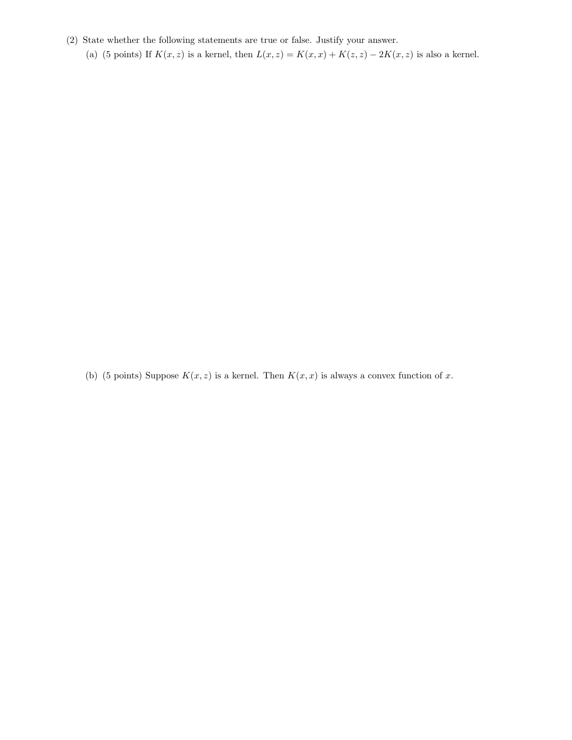(2) State whether the following statements are true or false. Justify your answer.

(a) (5 points) If $K(x, z)$ is a kernel, then $L(x, z) = K(x, x) + K(z, z) - 2K(x, z)$ is also a kernel.

(b) (5 points) Suppose $K(x, z)$ is a kernel. Then $K(x, x)$ is always a convex function of $x$.